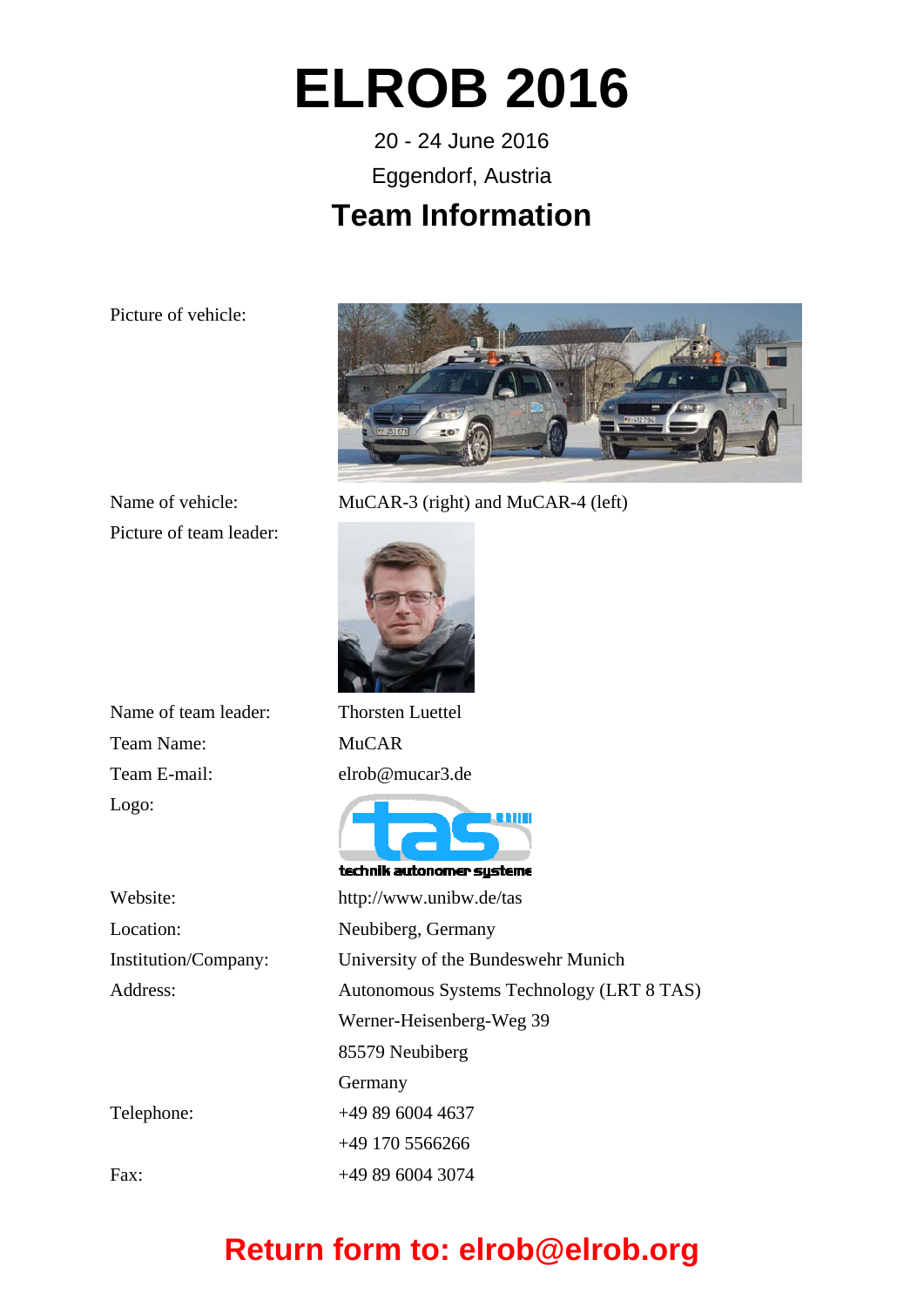# ELROB 2016

20 - 24 June 2016

Eggendorf, Austria

## Team Information

| | |
|---|---|
| Picture of vehicle: | |
| Name of vehicle: | MuCAR-3 (right) and MuCAR-4 (left) |
| Picture of team leader: | |
| Name of team leader: | Thorsten Luettel |
| Team Name: | MuCAR |
| Team E-mail: | elrob@mucar3.de |
| Logo: | technik autonomer systeme |
| Website: | http://www.unibw.de/tas |
| Location: | Neubiberg, Germany |
| Institution/Company: | University of the Bundeswehr Munich |
| Address: | Autonomous Systems Technology (LRT 8 TAS)<br>Werner-Heisenberg-Weg 39<br>85579 Neubiberg<br>Germany |
| Telephone: | +49 89 6004 4637<br>+49 170 5566266 |
| Fax: | +49 89 6004 3074 |

**Return form to: elrob@elrob.org**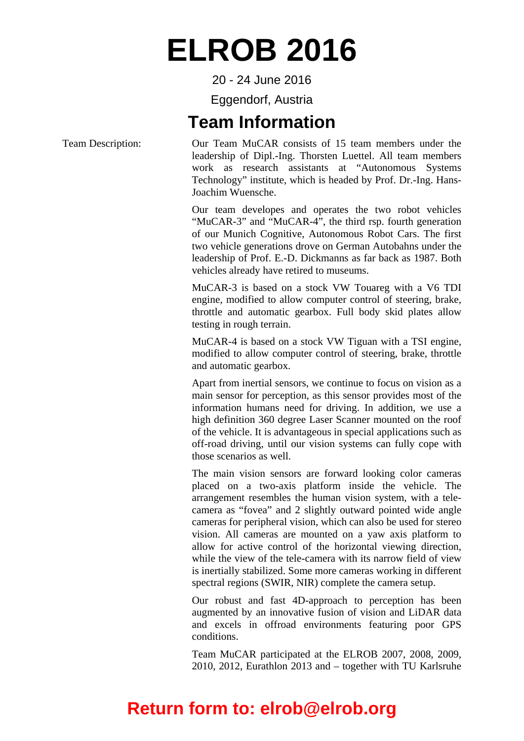# ELROB 2016

20 - 24 June 2016

Eggendorf, Austria

## Team Information

**Team Description:**

Our Team MuCAR consists of 15 team members under the leadership of Dipl.-Ing. Thorsten Luettel. All team members work as research assistants at “Autonomous Systems Technology” institute, which is headed by Prof. Dr.-Ing. Hans-Joachim Wuensche.

Our team developes and operates the two robot vehicles “MuCAR-3” and “MuCAR-4”, the third rsp. fourth generation of our Munich Cognitive, Autonomous Robot Cars. The first two vehicle generations drove on German Autobahns under the leadership of Prof. E.-D. Dickmanns as far back as 1987. Both vehicles already have retired to museums.

MuCAR-3 is based on a stock VW Touareg with a V6 TDI engine, modified to allow computer control of steering, brake, throttle and automatic gearbox. Full body skid plates allow testing in rough terrain.

MuCAR-4 is based on a stock VW Tiguan with a TSI engine, modified to allow computer control of steering, brake, throttle and automatic gearbox.

Apart from inertial sensors, we continue to focus on vision as a main sensor for perception, as this sensor provides most of the information humans need for driving. In addition, we use a high definition 360 degree Laser Scanner mounted on the roof of the vehicle. It is advantageous in special applications such as off-road driving, until our vision systems can fully cope with those scenarios as well.

The main vision sensors are forward looking color cameras placed on a two-axis platform inside the vehicle. The arrangement resembles the human vision system, with a tele-camera as “fovea” and 2 slightly outward pointed wide angle cameras for peripheral vision, which can also be used for stereo vision. All cameras are mounted on a yaw axis platform to allow for active control of the horizontal viewing direction, while the view of the tele-camera with its narrow field of view is inertially stabilized. Some more cameras working in different spectral regions (SWIR, NIR) complete the camera setup.

Our robust and fast 4D-approach to perception has been augmented by an innovative fusion of vision and LiDAR data and excels in offroad environments featuring poor GPS conditions.

Team MuCAR participated at the ELROB 2007, 2008, 2009, 2010, 2012, Eurathlon 2013 and – together with TU Karlsruhe

**Return form to: elrob@elrob.org**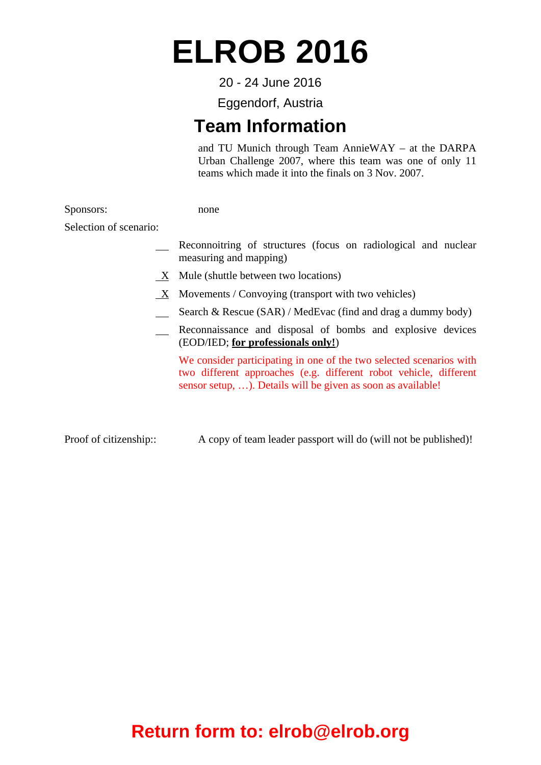# ELROB 2016

20 - 24 June 2016

Eggendorf, Austria

## Team Information

and TU Munich through Team AnnieWAY – at the DARPA Urban Challenge 2007, where this team was one of only 11 teams which made it into the finals on 3 Nov. 2007.

Sponsors: none

Selection of scenario:

\_\_\_ Reconnoitring of structures (focus on radiological and nuclear measuring and mapping)

\_X\_ Mule (shuttle between two locations)

\_X\_ Movements / Convoying (transport with two vehicles)

\_\_\_ Search & Rescue (SAR) / MedEvac (find and drag a dummy body)

\_\_\_ Reconnaissance and disposal of bombs and explosive devices (EOD/IED; **for professionals only!**)

We consider participating in one of the two selected scenarios with two different approaches (e.g. different robot vehicle, different sensor setup, …). Details will be given as soon as available!

Proof of citizenship:: A copy of team leader passport will do (will not be published)!

**Return form to: elrob@elrob.org**